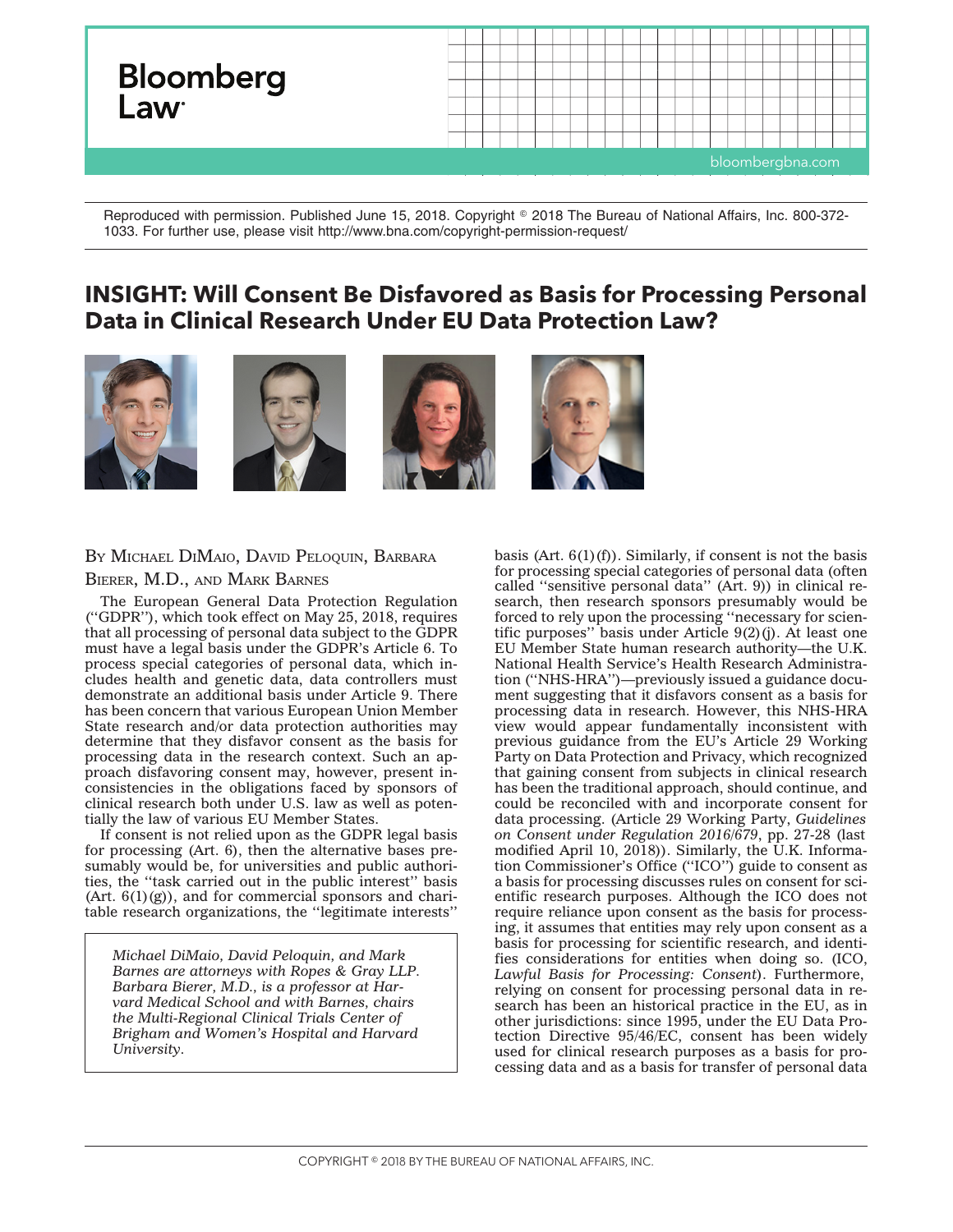Reproduced with permission. Published June 15, 2018. Copyright © 2018 The Bureau of National Affairs, Inc. 800-372-1033. For further use, please visit http://www.bna.com/copyright-permission-request/

# INSIGHT: Will Consent Be Disfavored as Basis for Processing Personal Data in Clinical Research Under EU Data Protection Law?

BY MICHAEL DIMAIO, DAVID PELOQUIN, BARBARA BIERER, M.D., AND MARK BARNES

The European General Data Protection Regulation ("GDPR"), which took effect on May 25, 2018, requires that all processing of personal data subject to the GDPR must have a legal basis under the GDPR's Article 6. To process special categories of personal data, which includes health and genetic data, data controllers must demonstrate an additional basis under Article 9. There has been concern that various European Union Member State research and/or data protection authorities may determine that they disfavor consent as the basis for processing data in the research context. Such an approach disfavoring consent may, however, present inconsistencies in the obligations faced by sponsors of clinical research both under U.S. law as well as potentially the law of various EU Member States.

If consent is not relied upon as the GDPR legal basis for processing (Art. 6), then the alternative bases presumably would be, for universities and public authorities, the "task carried out in the public interest" basis (Art. 6(1)(g)), and for commercial sponsors and charitable research organizations, the "legitimate interests" basis (Art. 6(1)(f)). Similarly, if consent is not the basis for processing special categories of personal data (often called "sensitive personal data" (Art. 9)) in clinical research, then research sponsors presumably would be forced to rely upon the processing "necessary for scientific purposes" basis under Article 9(2)(j). At least one EU Member State human research authority—the U.K. National Health Service's Health Research Administration ("NHS-HRA")—previously issued a guidance document suggesting that it disfavors consent as a basis for processing data in research. However, this NHS-HRA view would appear fundamentally inconsistent with previous guidance from the EU's Article 29 Working Party on Data Protection and Privacy, which recognized that gaining consent from subjects in clinical research has been the traditional approach, should continue, and could be reconciled with and incorporate consent for data processing. (Article 29 Working Party, *Guidelines on Consent under Regulation 2016/679*, pp. 27-28 (last modified April 10, 2018)). Similarly, the U.K. Information Commissioner's Office ("ICO") guide to consent as a basis for processing discusses rules on consent for scientific research purposes. Although the ICO does not require reliance upon consent as the basis for processing, it assumes that entities may rely upon consent as a basis for processing for scientific research, and identifies considerations for entities when doing so. (ICO, *Lawful Basis for Processing: Consent*). Furthermore, relying on consent for processing personal data in research has been an historical practice in the EU, as in other jurisdictions: since 1995, under the EU Data Protection Directive 95/46/EC, consent has been widely used for clinical research purposes as a basis for processing data and as a basis for transfer of personal data

*Michael DiMaio, David Peloquin, and Mark Barnes are attorneys with Ropes & Gray LLP. Barbara Bierer, M.D., is a professor at Harvard Medical School and with Barnes, chairs the Multi-Regional Clinical Trials Center of Brigham and Women's Hospital and Harvard University.*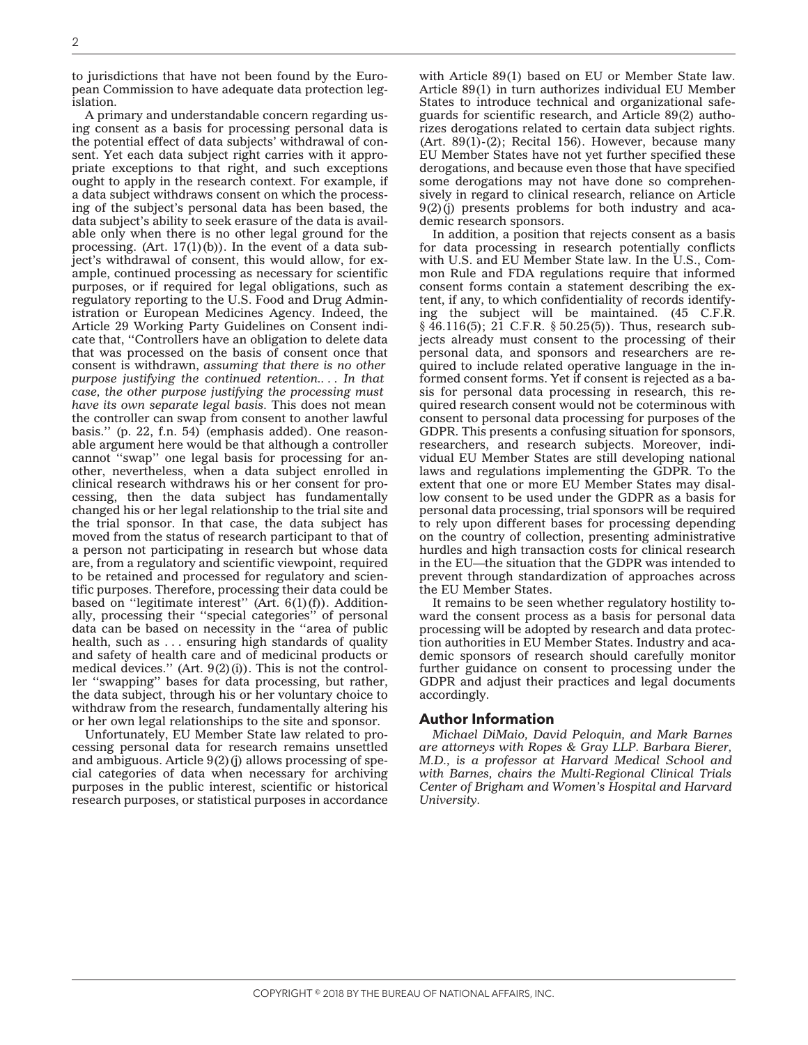to jurisdictions that have not been found by the European Commission to have adequate data protection legislation.

A primary and understandable concern regarding using consent as a basis for processing personal data is the potential effect of data subjects' withdrawal of consent. Yet each data subject right carries with it appropriate exceptions to that right, and such exceptions ought to apply in the research context. For example, if a data subject withdraws consent on which the processing of the subject's personal data has been based, the data subject's ability to seek erasure of the data is available only when there is no other legal ground for the processing. (Art. 17(1)(b)). In the event of a data subject's withdrawal of consent, this would allow, for example, continued processing as necessary for scientific purposes, or if required for legal obligations, such as regulatory reporting to the U.S. Food and Drug Administration or European Medicines Agency. Indeed, the Article 29 Working Party Guidelines on Consent indicate that, ''Controllers have an obligation to delete data that was processed on the basis of consent once that consent is withdrawn, *assuming that there is no other purpose justifying the continued retention.. . . In that case, the other purpose justifying the processing must have its own separate legal basis*. This does not mean the controller can swap from consent to another lawful basis.'' (p. 22, f.n. 54) (emphasis added). One reasonable argument here would be that although a controller cannot ''swap'' one legal basis for processing for another, nevertheless, when a data subject enrolled in clinical research withdraws his or her consent for processing, then the data subject has fundamentally changed his or her legal relationship to the trial site and the trial sponsor. In that case, the data subject has moved from the status of research participant to that of a person not participating in research but whose data are, from a regulatory and scientific viewpoint, required to be retained and processed for regulatory and scientific purposes. Therefore, processing their data could be based on ''legitimate interest'' (Art. 6(1)(f)). Additionally, processing their ''special categories'' of personal data can be based on necessity in the ''area of public health, such as . . . ensuring high standards of quality and safety of health care and of medicinal products or medical devices.'' (Art. 9(2)(i)). This is not the controller ''swapping'' bases for data processing, but rather, the data subject, through his or her voluntary choice to withdraw from the research, fundamentally altering his or her own legal relationships to the site and sponsor.

Unfortunately, EU Member State law related to processing personal data for research remains unsettled and ambiguous. Article 9(2)(j) allows processing of special categories of data when necessary for archiving purposes in the public interest, scientific or historical research purposes, or statistical purposes in accordance with Article 89(1) based on EU or Member State law. Article 89(1) in turn authorizes individual EU Member States to introduce technical and organizational safeguards for scientific research, and Article 89(2) authorizes derogations related to certain data subject rights. (Art. 89(1)-(2); Recital 156). However, because many EU Member States have not yet further specified these derogations, and because even those that have specified some derogations may not have done so comprehensively in regard to clinical research, reliance on Article 9(2)(j) presents problems for both industry and academic research sponsors.

In addition, a position that rejects consent as a basis for data processing in research potentially conflicts with U.S. and EU Member State law. In the U.S., Common Rule and FDA regulations require that informed consent forms contain a statement describing the extent, if any, to which confidentiality of records identifying the subject will be maintained. (45 C.F.R. § 46.116(5); 21 C.F.R. § 50.25(5)). Thus, research subjects already must consent to the processing of their personal data, and sponsors and researchers are required to include related operative language in the informed consent forms. Yet if consent is rejected as a basis for personal data processing in research, this required research consent would not be coterminous with consent to personal data processing for purposes of the GDPR. This presents a confusing situation for sponsors, researchers, and research subjects. Moreover, individual EU Member States are still developing national laws and regulations implementing the GDPR. To the extent that one or more EU Member States may disallow consent to be used under the GDPR as a basis for personal data processing, trial sponsors will be required to rely upon different bases for processing depending on the country of collection, presenting administrative hurdles and high transaction costs for clinical research in the EU—the situation that the GDPR was intended to prevent through standardization of approaches across the EU Member States.

It remains to be seen whether regulatory hostility toward the consent process as a basis for personal data processing will be adopted by research and data protection authorities in EU Member States. Industry and academic sponsors of research should carefully monitor further guidance on consent to processing under the GDPR and adjust their practices and legal documents accordingly.

## Author Information

*Michael DiMaio, David Peloquin, and Mark Barnes are attorneys with Ropes & Gray LLP. Barbara Bierer, M.D., is a professor at Harvard Medical School and with Barnes, chairs the Multi-Regional Clinical Trials Center of Brigham and Women's Hospital and Harvard University.*